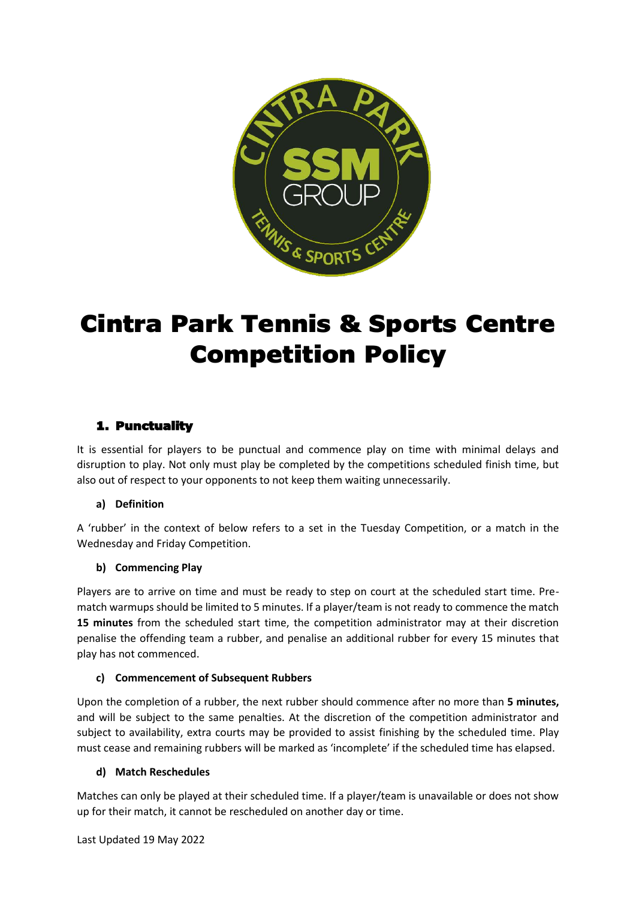# Cintra Park Tennis & Sports Centre Competition Policy

## 1. Punctuality

It is essential for players to be punctual and commence play on time with minimal delays and disruption to play. Not only must play be completed by the competitions scheduled finish time, but also out of respect to your opponents to not keep them waiting unnecessarily.

### a) Definition

A 'rubber' in the context of below refers to a set in the Tuesday Competition, or a match in the Wednesday and Friday Competition.

### b) Commencing Play

Players are to arrive on time and must be ready to step on court at the scheduled start time. Pre-match warmups should be limited to 5 minutes. If a player/team is not ready to commence the match **15 minutes** from the scheduled start time, the competition administrator may at their discretion penalise the offending team a rubber, and penalise an additional rubber for every 15 minutes that play has not commenced.

### c) Commencement of Subsequent Rubbers

Upon the completion of a rubber, the next rubber should commence after no more than **5 minutes,** and will be subject to the same penalties. At the discretion of the competition administrator and subject to availability, extra courts may be provided to assist finishing by the scheduled time. Play must cease and remaining rubbers will be marked as 'incomplete' if the scheduled time has elapsed.

### d) Match Reschedules

Matches can only be played at their scheduled time. If a player/team is unavailable or does not show up for their match, it cannot be rescheduled on another day or time.

Last Updated 19 May 2022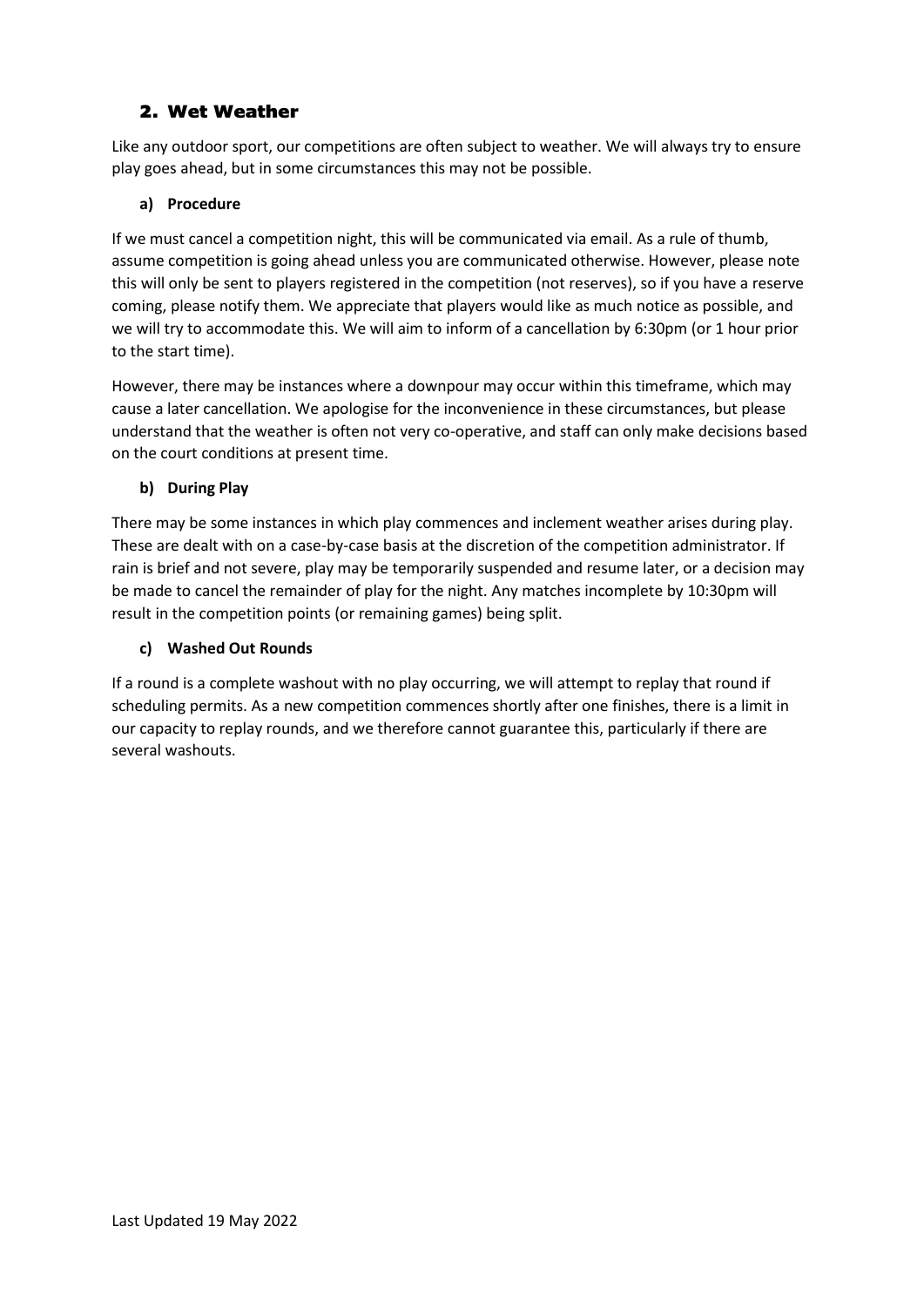## 2. Wet Weather

Like any outdoor sport, our competitions are often subject to weather. We will always try to ensure play goes ahead, but in some circumstances this may not be possible.

### a) Procedure

If we must cancel a competition night, this will be communicated via email. As a rule of thumb, assume competition is going ahead unless you are communicated otherwise. However, please note this will only be sent to players registered in the competition (not reserves), so if you have a reserve coming, please notify them. We appreciate that players would like as much notice as possible, and we will try to accommodate this. We will aim to inform of a cancellation by 6:30pm (or 1 hour prior to the start time).

However, there may be instances where a downpour may occur within this timeframe, which may cause a later cancellation. We apologise for the inconvenience in these circumstances, but please understand that the weather is often not very co-operative, and staff can only make decisions based on the court conditions at present time.

### b) During Play

There may be some instances in which play commences and inclement weather arises during play. These are dealt with on a case-by-case basis at the discretion of the competition administrator. If rain is brief and not severe, play may be temporarily suspended and resume later, or a decision may be made to cancel the remainder of play for the night. Any matches incomplete by 10:30pm will result in the competition points (or remaining games) being split.

### c) Washed Out Rounds

If a round is a complete washout with no play occurring, we will attempt to replay that round if scheduling permits. As a new competition commences shortly after one finishes, there is a limit in our capacity to replay rounds, and we therefore cannot guarantee this, particularly if there are several washouts.

Last Updated 19 May 2022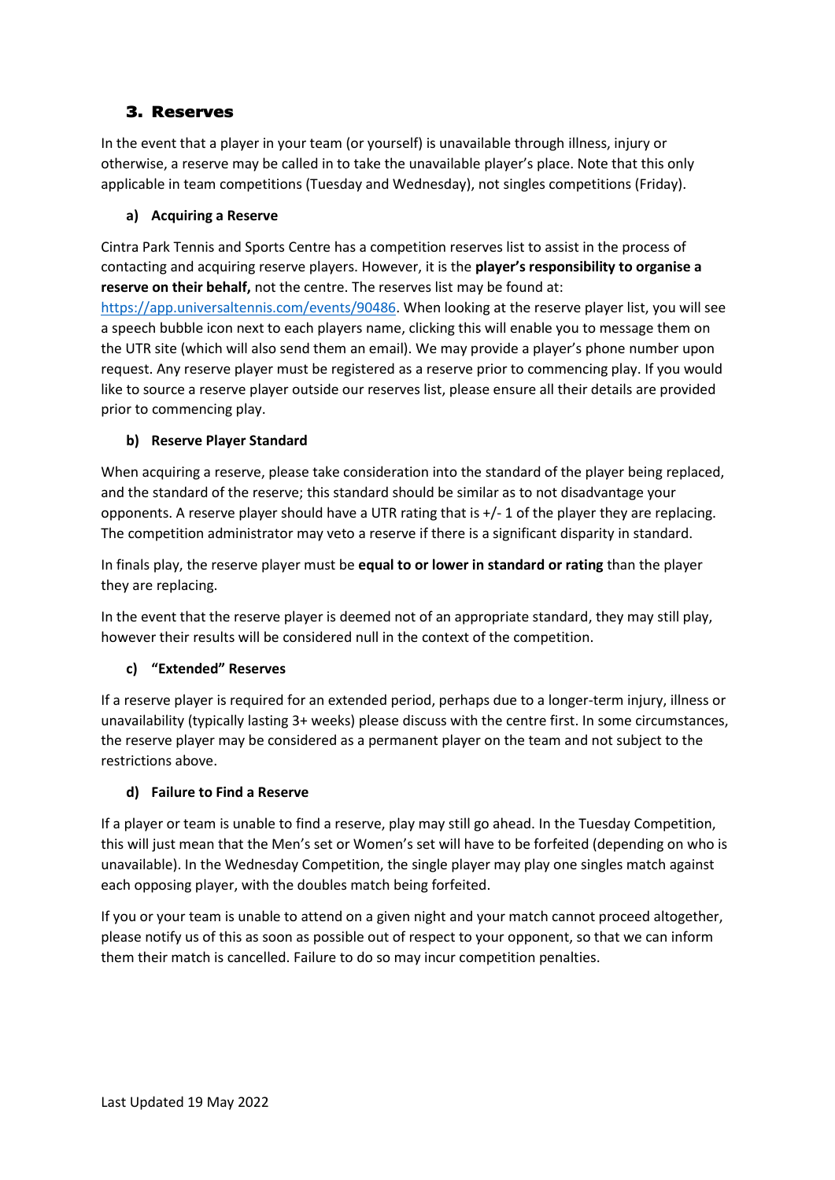## 3. Reserves

In the event that a player in your team (or yourself) is unavailable through illness, injury or otherwise, a reserve may be called in to take the unavailable player's place. Note that this only applicable in team competitions (Tuesday and Wednesday), not singles competitions (Friday).

### a) Acquiring a Reserve

Cintra Park Tennis and Sports Centre has a competition reserves list to assist in the process of contacting and acquiring reserve players. However, it is the **player's responsibility to organise a reserve on their behalf,** not the centre. The reserves list may be found at: [https://app.universaltennis.com/events/90486](https://app.universaltennis.com/events/90486). When looking at the reserve player list, you will see a speech bubble icon next to each players name, clicking this will enable you to message them on the UTR site (which will also send them an email). We may provide a player's phone number upon request. Any reserve player must be registered as a reserve prior to commencing play. If you would like to source a reserve player outside our reserves list, please ensure all their details are provided prior to commencing play.

### b) Reserve Player Standard

When acquiring a reserve, please take consideration into the standard of the player being replaced, and the standard of the reserve; this standard should be similar as to not disadvantage your opponents. A reserve player should have a UTR rating that is +/- 1 of the player they are replacing. The competition administrator may veto a reserve if there is a significant disparity in standard.

In finals play, the reserve player must be **equal to or lower in standard or rating** than the player they are replacing.

In the event that the reserve player is deemed not of an appropriate standard, they may still play, however their results will be considered null in the context of the competition.

### c) "Extended" Reserves

If a reserve player is required for an extended period, perhaps due to a longer-term injury, illness or unavailability (typically lasting 3+ weeks) please discuss with the centre first. In some circumstances, the reserve player may be considered as a permanent player on the team and not subject to the restrictions above.

### d) Failure to Find a Reserve

If a player or team is unable to find a reserve, play may still go ahead. In the Tuesday Competition, this will just mean that the Men's set or Women's set will have to be forfeited (depending on who is unavailable). In the Wednesday Competition, the single player may play one singles match against each opposing player, with the doubles match being forfeited.

If you or your team is unable to attend on a given night and your match cannot proceed altogether, please notify us of this as soon as possible out of respect to your opponent, so that we can inform them their match is cancelled. Failure to do so may incur competition penalties.

Last Updated 19 May 2022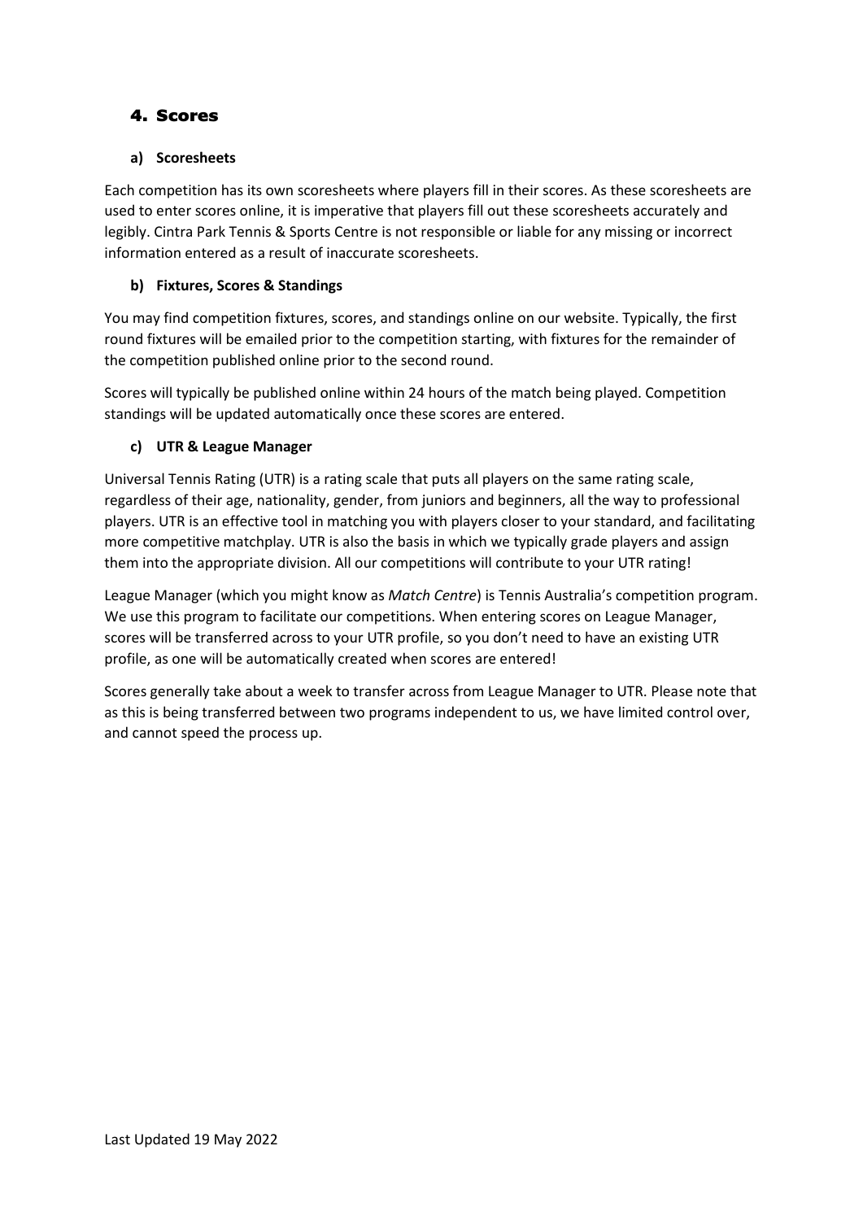## 4. Scores

### a) Scoresheets

Each competition has its own scoresheets where players fill in their scores. As these scoresheets are used to enter scores online, it is imperative that players fill out these scoresheets accurately and legibly. Cintra Park Tennis & Sports Centre is not responsible or liable for any missing or incorrect information entered as a result of inaccurate scoresheets.

### b) Fixtures, Scores & Standings

You may find competition fixtures, scores, and standings online on our website. Typically, the first round fixtures will be emailed prior to the competition starting, with fixtures for the remainder of the competition published online prior to the second round.

Scores will typically be published online within 24 hours of the match being played. Competition standings will be updated automatically once these scores are entered.

### c) UTR & League Manager

Universal Tennis Rating (UTR) is a rating scale that puts all players on the same rating scale, regardless of their age, nationality, gender, from juniors and beginners, all the way to professional players. UTR is an effective tool in matching you with players closer to your standard, and facilitating more competitive matchplay. UTR is also the basis in which we typically grade players and assign them into the appropriate division. All our competitions will contribute to your UTR rating!

League Manager (which you might know as *Match Centre*) is Tennis Australia's competition program. We use this program to facilitate our competitions. When entering scores on League Manager, scores will be transferred across to your UTR profile, so you don't need to have an existing UTR profile, as one will be automatically created when scores are entered!

Scores generally take about a week to transfer across from League Manager to UTR. Please note that as this is being transferred between two programs independent to us, we have limited control over, and cannot speed the process up.

Last Updated 19 May 2022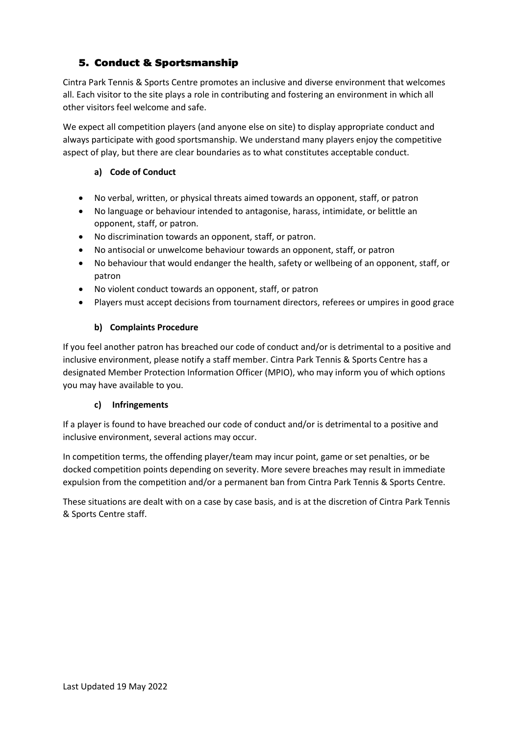## 5. Conduct & Sportsmanship

Cintra Park Tennis & Sports Centre promotes an inclusive and diverse environment that welcomes all. Each visitor to the site plays a role in contributing and fostering an environment in which all other visitors feel welcome and safe.

We expect all competition players (and anyone else on site) to display appropriate conduct and always participate with good sportsmanship. We understand many players enjoy the competitive aspect of play, but there are clear boundaries as to what constitutes acceptable conduct.

### a) Code of Conduct

- No verbal, written, or physical threats aimed towards an opponent, staff, or patron
- No language or behaviour intended to antagonise, harass, intimidate, or belittle an opponent, staff, or patron.
- No discrimination towards an opponent, staff, or patron.
- No antisocial or unwelcome behaviour towards an opponent, staff, or patron
- No behaviour that would endanger the health, safety or wellbeing of an opponent, staff, or patron
- No violent conduct towards an opponent, staff, or patron
- Players must accept decisions from tournament directors, referees or umpires in good grace

### b) Complaints Procedure

If you feel another patron has breached our code of conduct and/or is detrimental to a positive and inclusive environment, please notify a staff member. Cintra Park Tennis & Sports Centre has a designated Member Protection Information Officer (MPIO), who may inform you of which options you may have available to you.

### c) Infringements

If a player is found to have breached our code of conduct and/or is detrimental to a positive and inclusive environment, several actions may occur.

In competition terms, the offending player/team may incur point, game or set penalties, or be docked competition points depending on severity. More severe breaches may result in immediate expulsion from the competition and/or a permanent ban from Cintra Park Tennis & Sports Centre.

These situations are dealt with on a case by case basis, and is at the discretion of Cintra Park Tennis & Sports Centre staff.

Last Updated 19 May 2022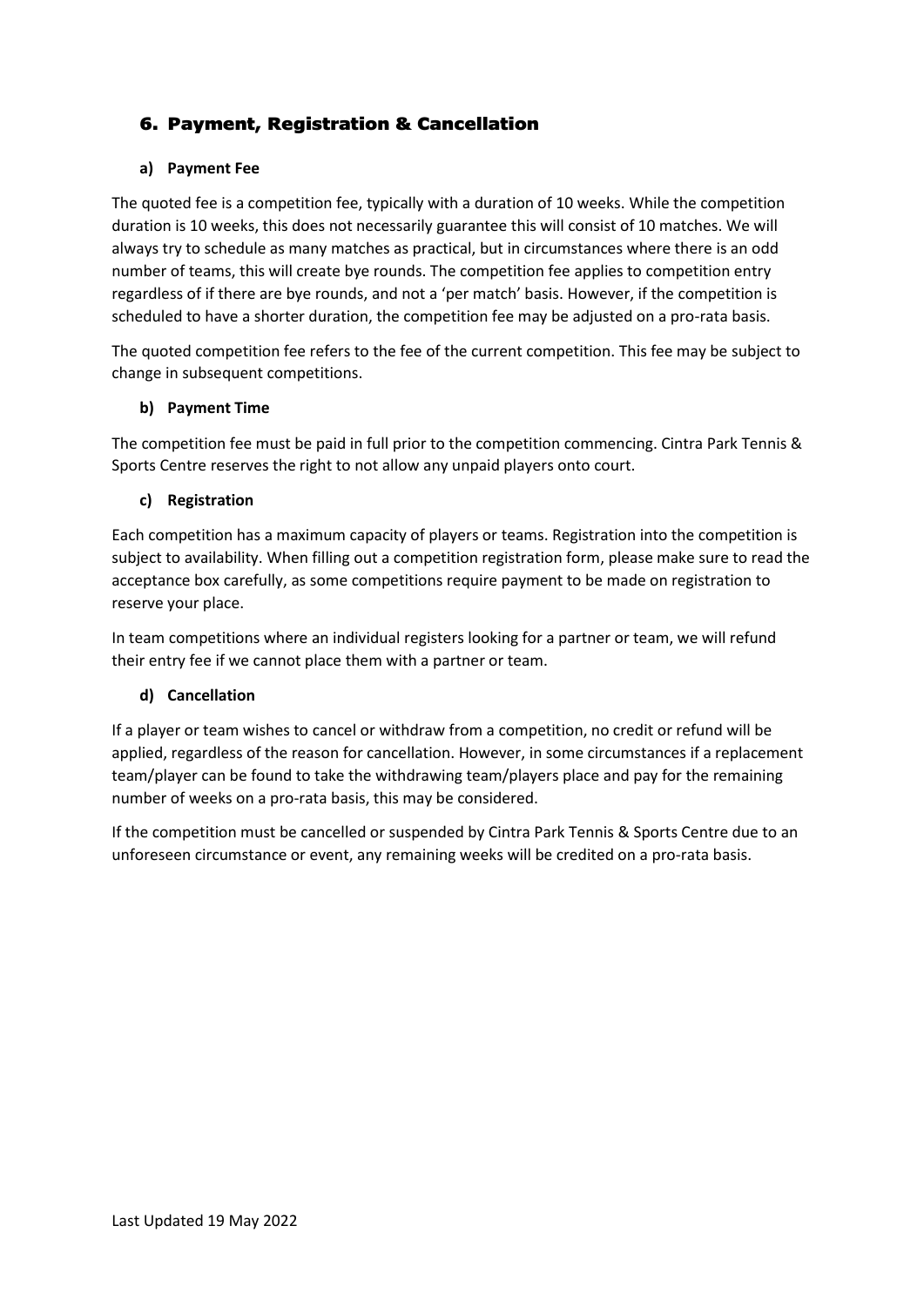## 6. Payment, Registration & Cancellation

### a) Payment Fee

The quoted fee is a competition fee, typically with a duration of 10 weeks. While the competition duration is 10 weeks, this does not necessarily guarantee this will consist of 10 matches. We will always try to schedule as many matches as practical, but in circumstances where there is an odd number of teams, this will create bye rounds. The competition fee applies to competition entry regardless of if there are bye rounds, and not a 'per match' basis. However, if the competition is scheduled to have a shorter duration, the competition fee may be adjusted on a pro-rata basis.

The quoted competition fee refers to the fee of the current competition. This fee may be subject to change in subsequent competitions.

### b) Payment Time

The competition fee must be paid in full prior to the competition commencing. Cintra Park Tennis & Sports Centre reserves the right to not allow any unpaid players onto court.

### c) Registration

Each competition has a maximum capacity of players or teams. Registration into the competition is subject to availability. When filling out a competition registration form, please make sure to read the acceptance box carefully, as some competitions require payment to be made on registration to reserve your place.

In team competitions where an individual registers looking for a partner or team, we will refund their entry fee if we cannot place them with a partner or team.

### d) Cancellation

If a player or team wishes to cancel or withdraw from a competition, no credit or refund will be applied, regardless of the reason for cancellation. However, in some circumstances if a replacement team/player can be found to take the withdrawing team/players place and pay for the remaining number of weeks on a pro-rata basis, this may be considered.

If the competition must be cancelled or suspended by Cintra Park Tennis & Sports Centre due to an unforeseen circumstance or event, any remaining weeks will be credited on a pro-rata basis.

Last Updated 19 May 2022